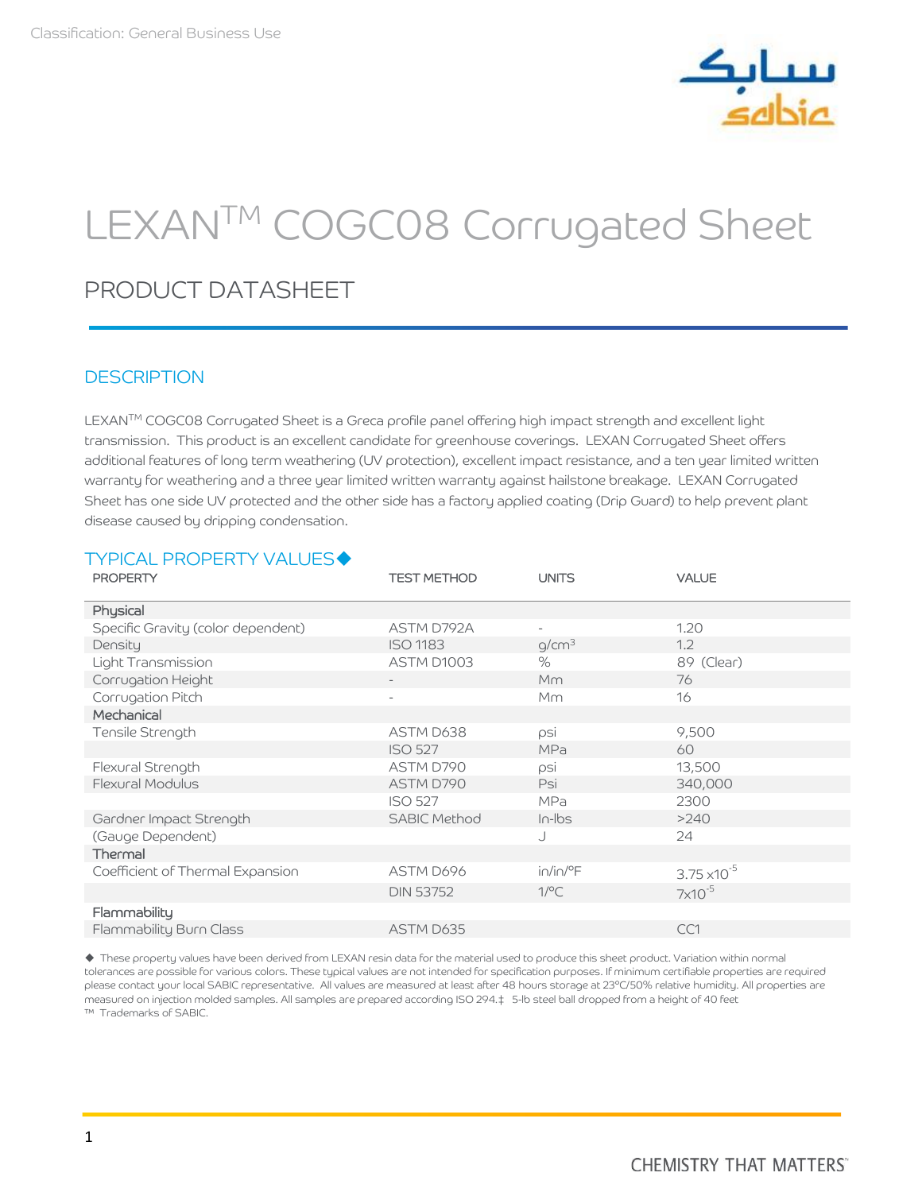Classification: General Business Use

# LEXAN™ COGC08 Corrugated Sheet

## PRODUCT DATASHEET

### DESCRIPTION

LEXAN™ COGC08 Corrugated Sheet is a Greca profile panel offering high impact strength and excellent light transmission. This product is an excellent candidate for greenhouse coverings. LEXAN Corrugated Sheet offers additional features of long term weathering (UV protection), excellent impact resistance, and a ten year limited written warranty for weathering and a three year limited written warranty against hailstone breakage. LEXAN Corrugated Sheet has one side UV protected and the other side has a factory applied coating (Drip Guard) to help prevent plant disease caused by dripping condensation.

### TYPICAL PROPERTY VALUES◆

| PROPERTY | TEST METHOD | UNITS | VALUE |
|---|---|---|---|
| **Physical** | | | |
| Specific Gravity (color dependent) | ASTM D792A | - | 1.20 |
| Density | ISO 1183 | $g/cm^3$ | 1.2 |
| Light Transmission | ASTM D1003 | % | 89 (Clear) |
| Corrugation Height | - | Mm | 76 |
| Corrugation Pitch | - | Mm | 16 |
| **Mechanical** | | | |
| Tensile Strength | ASTM D638 | psi | 9,500 |
| | ISO 527 | MPa | 60 |
| Flexural Strength | ASTM D790 | psi | 13,500 |
| Flexural Modulus | ASTM D790 | Psi | 340,000 |
| | ISO 527 | MPa | 2300 |
| Gardner Impact Strength | SABIC Method | In-lbs | >240 |
| (Gauge Dependent) | | J | 24 |
| **Thermal** | | | |
| Coefficient of Thermal Expansion | ASTM D696 | in/in/°F | $3.75 \times 10^{-5}$ |
| | DIN 53752 | 1/°C | $7 \times 10^{-5}$ |
| **Flammability** | | | |
| Flammability Burn Class | ASTM D635 | | CC1 |

◆ These property values have been derived from LEXAN resin data for the material used to produce this sheet product. Variation within normal tolerances are possible for various colors. These typical values are not intended for specification purposes. If minimum certifiable properties are required please contact your local SABIC representative. All values are measured at least after 48 hours storage at 23°C/50% relative humidity. All properties are measured on injection molded samples. All samples are prepared according ISO 294.‡ 5-lb steel ball dropped from a height of 40 feet
™ Trademarks of SABIC.

CHEMISTRY THAT MATTERS™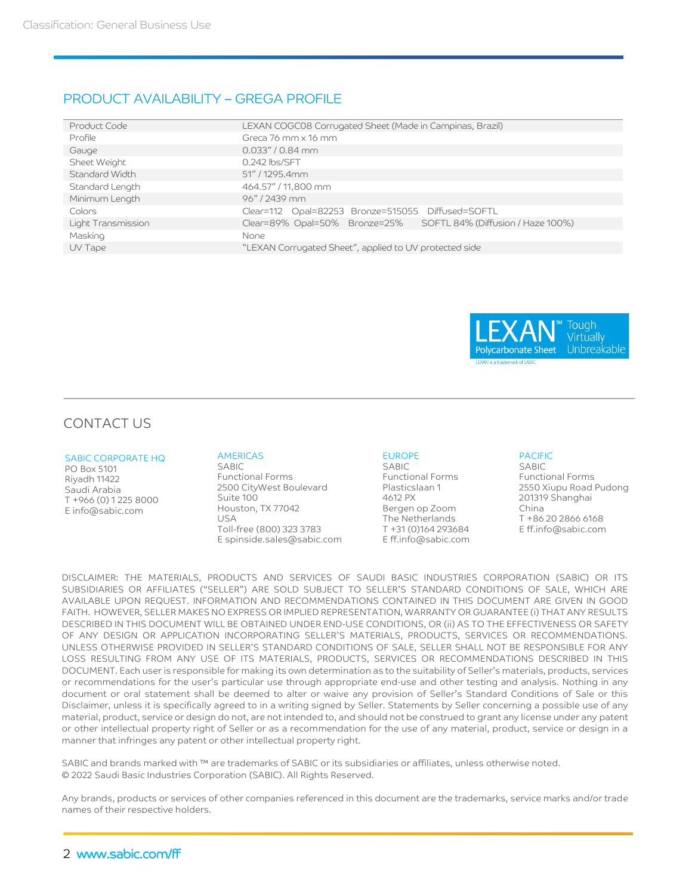## PRODUCT AVAILABILITY – GREGA PROFILE

| | |
|---|---|
| Product Code | LEXAN COGC08 Corrugated Sheet (Made in Campinas, Brazil) |
| Profile | Greca 76 mm x 16 mm |
| Gauge | 0.033" / 0.84 mm |
| Sheet Weight | 0.242 lbs/SFT |
| Standard Width | 51" / 1295.4mm |
| Standard Length | 464.57" / 11,800 mm |
| Minimum Length | 96" / 2439 mm |
| Colors | Clear=112 Opal=82253 Bronze=515055 Diffused=SOFTL |
| Light Transmission | Clear=89% Opal=50% Bronze=25% SOFTL 84% (Diffusion / Haze 100%) |
| Masking | None |
| UV Tape | "LEXAN Corrugated Sheet", applied to UV protected side |

LEXAN™ Polycarbonate Sheet Tough Virtually Unbreakable

LEXAN is a trademark of SABIC

## CONTACT US

**SABIC CORPORATE HQ**
PO Box 5101
Riyadh 11422
Saudi Arabia
T +966 (0) 1 225 8000
E info@sabic.com

**AMERICAS**
SABIC
Functional Forms
2500 CityWest Boulevard
Suite 100
Houston, TX 77042
USA
Toll-free (800) 323 3783
E spinside.sales@sabic.com

**EUROPE**
SABIC
Functional Forms
Plasticslaan 1
4612 PX
Bergen op Zoom
The Netherlands
T +31 (0)164 293684
E ff.info@sabic.com

**PACIFIC**
SABIC
Functional Forms
2550 Xiupu Road Pudong
201319 Shanghai
China
T +86 20 2866 6168
E ff.info@sabic.com

DISCLAIMER: THE MATERIALS, PRODUCTS AND SERVICES OF SAUDI BASIC INDUSTRIES CORPORATION (SABIC) OR ITS SUBSIDIARIES OR AFFILIATES ("SELLER") ARE SOLD SUBJECT TO SELLER'S STANDARD CONDITIONS OF SALE, WHICH ARE AVAILABLE UPON REQUEST. INFORMATION AND RECOMMENDATIONS CONTAINED IN THIS DOCUMENT ARE GIVEN IN GOOD FAITH. HOWEVER, SELLER MAKES NO EXPRESS OR IMPLIED REPRESENTATION, WARRANTY OR GUARANTEE (i) THAT ANY RESULTS DESCRIBED IN THIS DOCUMENT WILL BE OBTAINED UNDER END-USE CONDITIONS, OR (ii) AS TO THE EFFECTIVENESS OR SAFETY OF ANY DESIGN OR APPLICATION INCORPORATING SELLER'S MATERIALS, PRODUCTS, SERVICES OR RECOMMENDATIONS. UNLESS OTHERWISE PROVIDED IN SELLER'S STANDARD CONDITIONS OF SALE, SELLER SHALL NOT BE RESPONSIBLE FOR ANY LOSS RESULTING FROM ANY USE OF ITS MATERIALS, PRODUCTS, SERVICES OR RECOMMENDATIONS DESCRIBED IN THIS DOCUMENT. Each user is responsible for making its own determination as to the suitability of Seller's materials, products, services or recommendations for the user's particular use through appropriate end-use and other testing and analysis. Nothing in any document or oral statement shall be deemed to alter or waive any provision of Seller's Standard Conditions of Sale or this Disclaimer, unless it is specifically agreed to in a writing signed by Seller. Statements by Seller concerning a possible use of any material, product, service or design do not, are not intended to, and should not be construed to grant any license under any patent or other intellectual property right of Seller or as a recommendation for the use of any material, product, service or design in a manner that infringes any patent or other intellectual property right.

SABIC and brands marked with ™ are trademarks of SABIC or its subsidiaries or affiliates, unless otherwise noted.
© 2022 Saudi Basic Industries Corporation (SABIC). All Rights Reserved.

Any brands, products or services of other companies referenced in this document are the trademarks, service marks and/or trade names of their respective holders.

www.sabic.com/ff